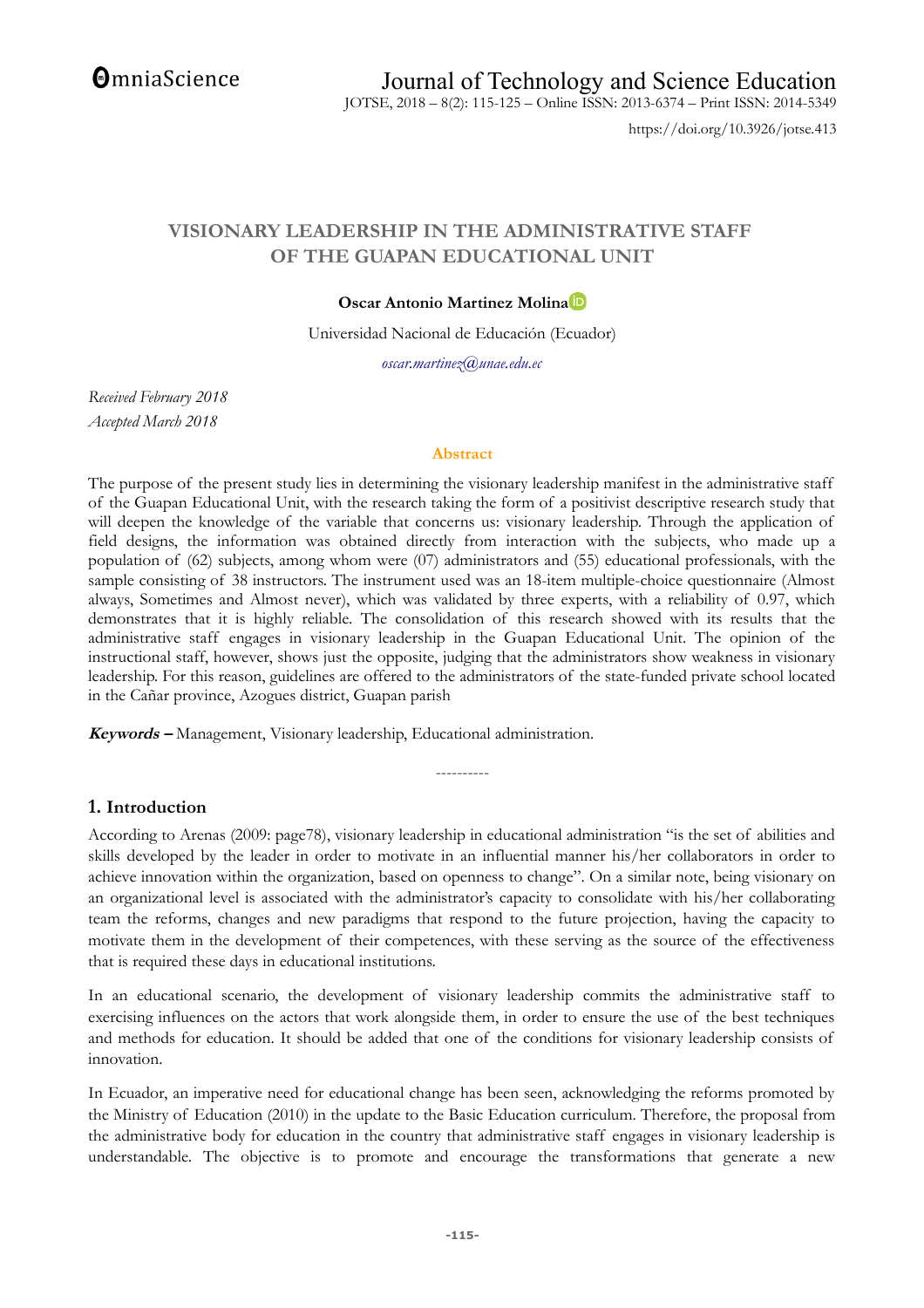# VISIONARY LEADERSHIP IN THE ADMINISTRATIVE STAFF OF THE GUAPAN EDUCATIONAL UNIT

**Oscar Antonio Martinez Molina**

Universidad Nacional de Educación (Ecuador)

*oscar.martinez@unae.edu.ec*

*Received February 2018*
*Accepted March 2018*

## Abstract

The purpose of the present study lies in determining the visionary leadership manifest in the administrative staff of the Guapan Educational Unit, with the research taking the form of a positivist descriptive research study that will deepen the knowledge of the variable that concerns us: visionary leadership. Through the application of field designs, the information was obtained directly from interaction with the subjects, who made up a population of (62) subjects, among whom were (07) administrators and (55) educational professionals, with the sample consisting of 38 instructors. The instrument used was an 18-item multiple-choice questionnaire (Almost always, Sometimes and Almost never), which was validated by three experts, with a reliability of 0.97, which demonstrates that it is highly reliable. The consolidation of this research showed with its results that the administrative staff engages in visionary leadership in the Guapan Educational Unit. The opinion of the instructional staff, however, shows just the opposite, judging that the administrators show weakness in visionary leadership. For this reason, guidelines are offered to the administrators of the state-funded private school located in the Cañar province, Azogues district, Guapan parish

***Keywords –*** Management, Visionary leadership, Educational administration.

----------

## 1. Introduction

According to Arenas (2009: page78), visionary leadership in educational administration "is the set of abilities and skills developed by the leader in order to motivate in an influential manner his/her collaborators in order to achieve innovation within the organization, based on openness to change". On a similar note, being visionary on an organizational level is associated with the administrator's capacity to consolidate with his/her collaborating team the reforms, changes and new paradigms that respond to the future projection, having the capacity to motivate them in the development of their competences, with these serving as the source of the effectiveness that is required these days in educational institutions.

In an educational scenario, the development of visionary leadership commits the administrative staff to exercising influences on the actors that work alongside them, in order to ensure the use of the best techniques and methods for education. It should be added that one of the conditions for visionary leadership consists of innovation.

In Ecuador, an imperative need for educational change has been seen, acknowledging the reforms promoted by the Ministry of Education (2010) in the update to the Basic Education curriculum. Therefore, the proposal from the administrative body for education in the country that administrative staff engages in visionary leadership is understandable. The objective is to promote and encourage the transformations that generate a new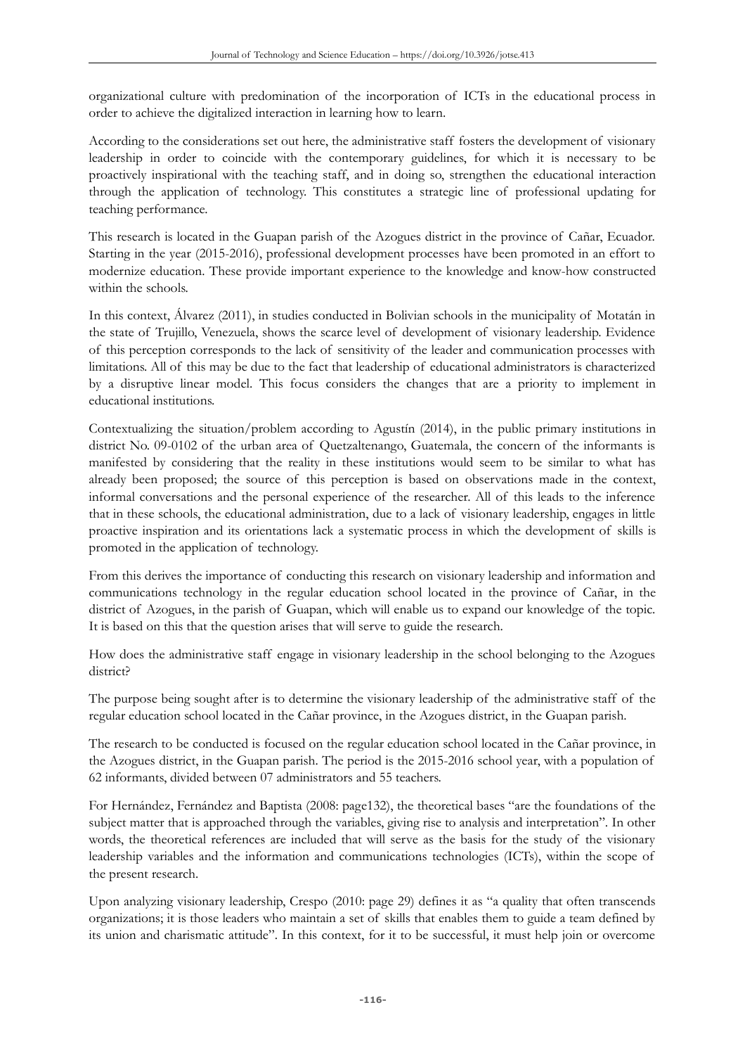organizational culture with predomination of the incorporation of ICTs in the educational process in order to achieve the digitalized interaction in learning how to learn.

According to the considerations set out here, the administrative staff fosters the development of visionary leadership in order to coincide with the contemporary guidelines, for which it is necessary to be proactively inspirational with the teaching staff, and in doing so, strengthen the educational interaction through the application of technology. This constitutes a strategic line of professional updating for teaching performance.

This research is located in the Guapan parish of the Azogues district in the province of Cañar, Ecuador. Starting in the year (2015-2016), professional development processes have been promoted in an effort to modernize education. These provide important experience to the knowledge and know-how constructed within the schools.

In this context, Álvarez (2011), in studies conducted in Bolivian schools in the municipality of Motatán in the state of Trujillo, Venezuela, shows the scarce level of development of visionary leadership. Evidence of this perception corresponds to the lack of sensitivity of the leader and communication processes with limitations. All of this may be due to the fact that leadership of educational administrators is characterized by a disruptive linear model. This focus considers the changes that are a priority to implement in educational institutions.

Contextualizing the situation/problem according to Agustín (2014), in the public primary institutions in district No. 09-0102 of the urban area of Quetzaltenango, Guatemala, the concern of the informants is manifested by considering that the reality in these institutions would seem to be similar to what has already been proposed; the source of this perception is based on observations made in the context, informal conversations and the personal experience of the researcher. All of this leads to the inference that in these schools, the educational administration, due to a lack of visionary leadership, engages in little proactive inspiration and its orientations lack a systematic process in which the development of skills is promoted in the application of technology.

From this derives the importance of conducting this research on visionary leadership and information and communications technology in the regular education school located in the province of Cañar, in the district of Azogues, in the parish of Guapan, which will enable us to expand our knowledge of the topic. It is based on this that the question arises that will serve to guide the research.

How does the administrative staff engage in visionary leadership in the school belonging to the Azogues district?

The purpose being sought after is to determine the visionary leadership of the administrative staff of the regular education school located in the Cañar province, in the Azogues district, in the Guapan parish.

The research to be conducted is focused on the regular education school located in the Cañar province, in the Azogues district, in the Guapan parish. The period is the 2015-2016 school year, with a population of 62 informants, divided between 07 administrators and 55 teachers.

For Hernández, Fernández and Baptista (2008: page132), the theoretical bases "are the foundations of the subject matter that is approached through the variables, giving rise to analysis and interpretation". In other words, the theoretical references are included that will serve as the basis for the study of the visionary leadership variables and the information and communications technologies (ICTs), within the scope of the present research.

Upon analyzing visionary leadership, Crespo (2010: page 29) defines it as "a quality that often transcends organizations; it is those leaders who maintain a set of skills that enables them to guide a team defined by its union and charismatic attitude". In this context, for it to be successful, it must help join or overcome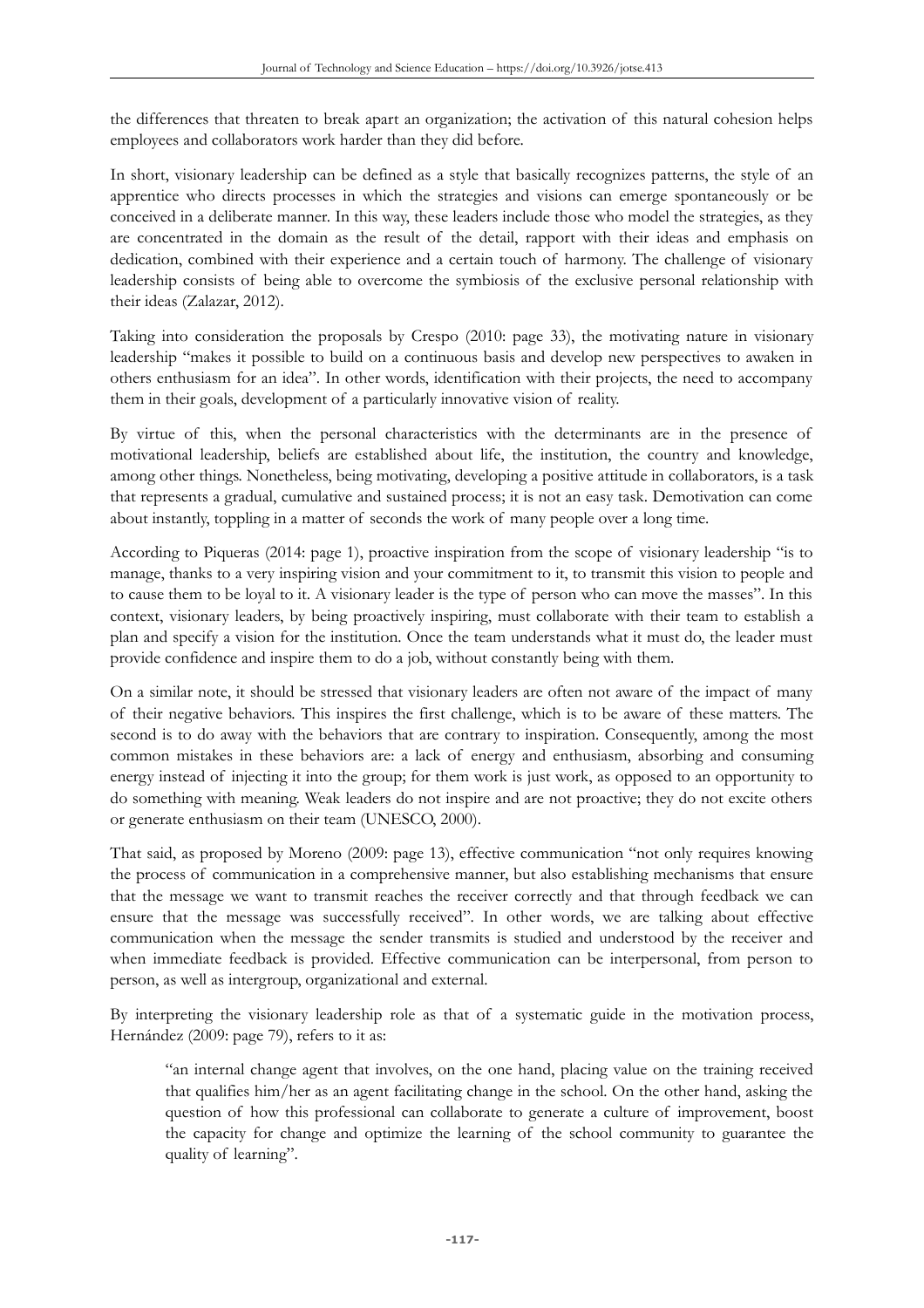the differences that threaten to break apart an organization; the activation of this natural cohesion helps employees and collaborators work harder than they did before.

In short, visionary leadership can be defined as a style that basically recognizes patterns, the style of an apprentice who directs processes in which the strategies and visions can emerge spontaneously or be conceived in a deliberate manner. In this way, these leaders include those who model the strategies, as they are concentrated in the domain as the result of the detail, rapport with their ideas and emphasis on dedication, combined with their experience and a certain touch of harmony. The challenge of visionary leadership consists of being able to overcome the symbiosis of the exclusive personal relationship with their ideas (Zalazar, 2012).

Taking into consideration the proposals by Crespo (2010: page 33), the motivating nature in visionary leadership "makes it possible to build on a continuous basis and develop new perspectives to awaken in others enthusiasm for an idea". In other words, identification with their projects, the need to accompany them in their goals, development of a particularly innovative vision of reality.

By virtue of this, when the personal characteristics with the determinants are in the presence of motivational leadership, beliefs are established about life, the institution, the country and knowledge, among other things. Nonetheless, being motivating, developing a positive attitude in collaborators, is a task that represents a gradual, cumulative and sustained process; it is not an easy task. Demotivation can come about instantly, toppling in a matter of seconds the work of many people over a long time.

According to Piqueras (2014: page 1), proactive inspiration from the scope of visionary leadership "is to manage, thanks to a very inspiring vision and your commitment to it, to transmit this vision to people and to cause them to be loyal to it. A visionary leader is the type of person who can move the masses". In this context, visionary leaders, by being proactively inspiring, must collaborate with their team to establish a plan and specify a vision for the institution. Once the team understands what it must do, the leader must provide confidence and inspire them to do a job, without constantly being with them.

On a similar note, it should be stressed that visionary leaders are often not aware of the impact of many of their negative behaviors. This inspires the first challenge, which is to be aware of these matters. The second is to do away with the behaviors that are contrary to inspiration. Consequently, among the most common mistakes in these behaviors are: a lack of energy and enthusiasm, absorbing and consuming energy instead of injecting it into the group; for them work is just work, as opposed to an opportunity to do something with meaning. Weak leaders do not inspire and are not proactive; they do not excite others or generate enthusiasm on their team (UNESCO, 2000).

That said, as proposed by Moreno (2009: page 13), effective communication "not only requires knowing the process of communication in a comprehensive manner, but also establishing mechanisms that ensure that the message we want to transmit reaches the receiver correctly and that through feedback we can ensure that the message was successfully received". In other words, we are talking about effective communication when the message the sender transmits is studied and understood by the receiver and when immediate feedback is provided. Effective communication can be interpersonal, from person to person, as well as intergroup, organizational and external.

By interpreting the visionary leadership role as that of a systematic guide in the motivation process, Hernández (2009: page 79), refers to it as:

> "an internal change agent that involves, on the one hand, placing value on the training received that qualifies him/her as an agent facilitating change in the school. On the other hand, asking the question of how this professional can collaborate to generate a culture of improvement, boost the capacity for change and optimize the learning of the school community to guarantee the quality of learning".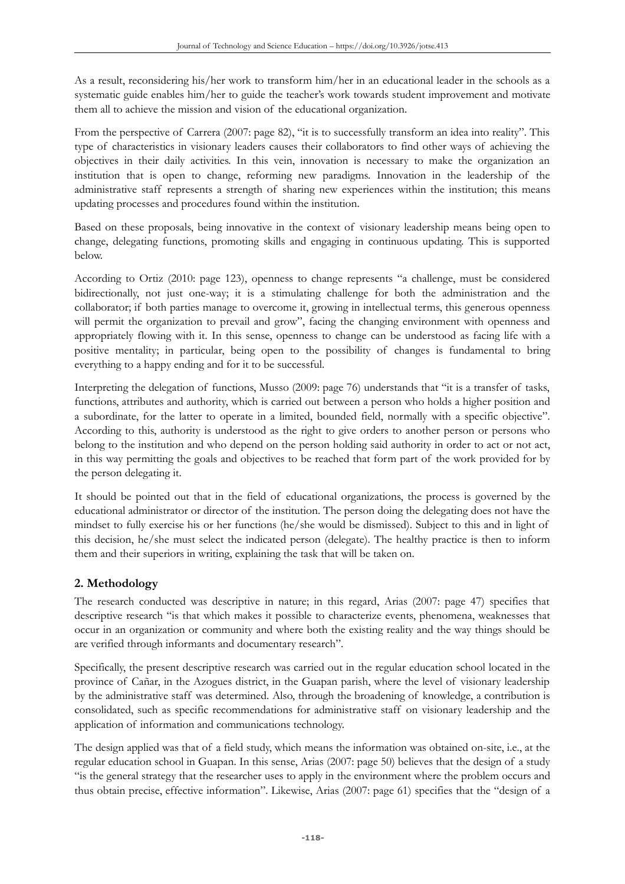As a result, reconsidering his/her work to transform him/her in an educational leader in the schools as a systematic guide enables him/her to guide the teacher's work towards student improvement and motivate them all to achieve the mission and vision of the educational organization.

From the perspective of Carrera (2007: page 82), "it is to successfully transform an idea into reality". This type of characteristics in visionary leaders causes their collaborators to find other ways of achieving the objectives in their daily activities. In this vein, innovation is necessary to make the organization an institution that is open to change, reforming new paradigms. Innovation in the leadership of the administrative staff represents a strength of sharing new experiences within the institution; this means updating processes and procedures found within the institution.

Based on these proposals, being innovative in the context of visionary leadership means being open to change, delegating functions, promoting skills and engaging in continuous updating. This is supported below.

According to Ortiz (2010: page 123), openness to change represents "a challenge, must be considered bidirectionally, not just one-way; it is a stimulating challenge for both the administration and the collaborator; if both parties manage to overcome it, growing in intellectual terms, this generous openness will permit the organization to prevail and grow", facing the changing environment with openness and appropriately flowing with it. In this sense, openness to change can be understood as facing life with a positive mentality; in particular, being open to the possibility of changes is fundamental to bring everything to a happy ending and for it to be successful.

Interpreting the delegation of functions, Musso (2009: page 76) understands that "it is a transfer of tasks, functions, attributes and authority, which is carried out between a person who holds a higher position and a subordinate, for the latter to operate in a limited, bounded field, normally with a specific objective". According to this, authority is understood as the right to give orders to another person or persons who belong to the institution and who depend on the person holding said authority in order to act or not act, in this way permitting the goals and objectives to be reached that form part of the work provided for by the person delegating it.

It should be pointed out that in the field of educational organizations, the process is governed by the educational administrator or director of the institution. The person doing the delegating does not have the mindset to fully exercise his or her functions (he/she would be dismissed). Subject to this and in light of this decision, he/she must select the indicated person (delegate). The healthy practice is then to inform them and their superiors in writing, explaining the task that will be taken on.

## 2. Methodology

The research conducted was descriptive in nature; in this regard, Arias (2007: page 47) specifies that descriptive research "is that which makes it possible to characterize events, phenomena, weaknesses that occur in an organization or community and where both the existing reality and the way things should be are verified through informants and documentary research".

Specifically, the present descriptive research was carried out in the regular education school located in the province of Cañar, in the Azogues district, in the Guapan parish, where the level of visionary leadership by the administrative staff was determined. Also, through the broadening of knowledge, a contribution is consolidated, such as specific recommendations for administrative staff on visionary leadership and the application of information and communications technology.

The design applied was that of a field study, which means the information was obtained on-site, i.e., at the regular education school in Guapan. In this sense, Arias (2007: page 50) believes that the design of a study "is the general strategy that the researcher uses to apply in the environment where the problem occurs and thus obtain precise, effective information". Likewise, Arias (2007: page 61) specifies that the "design of a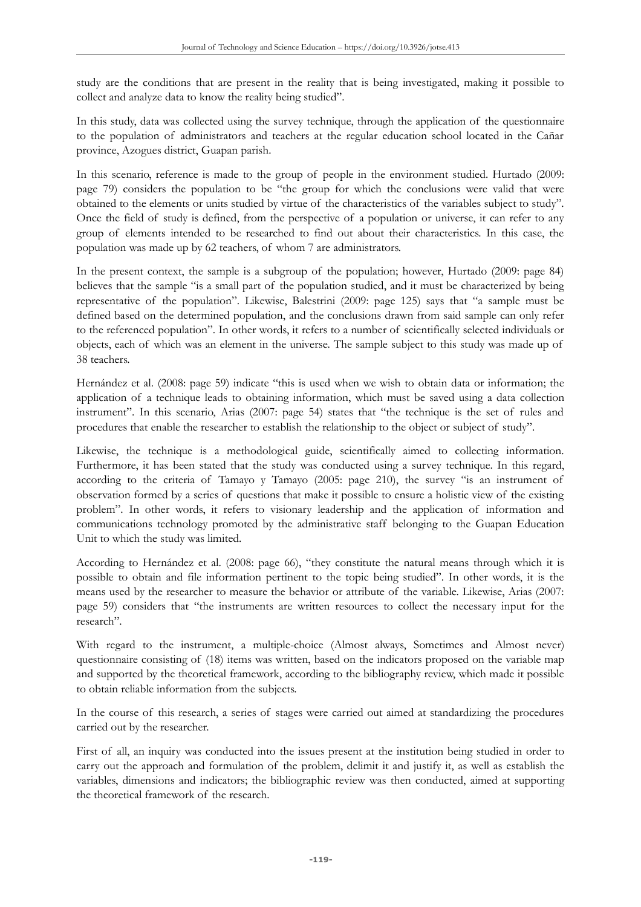study are the conditions that are present in the reality that is being investigated, making it possible to collect and analyze data to know the reality being studied".

In this study, data was collected using the survey technique, through the application of the questionnaire to the population of administrators and teachers at the regular education school located in the Cañar province, Azogues district, Guapan parish.

In this scenario, reference is made to the group of people in the environment studied. Hurtado (2009: page 79) considers the population to be "the group for which the conclusions were valid that were obtained to the elements or units studied by virtue of the characteristics of the variables subject to study". Once the field of study is defined, from the perspective of a population or universe, it can refer to any group of elements intended to be researched to find out about their characteristics. In this case, the population was made up by 62 teachers, of whom 7 are administrators.

In the present context, the sample is a subgroup of the population; however, Hurtado (2009: page 84) believes that the sample "is a small part of the population studied, and it must be characterized by being representative of the population". Likewise, Balestrini (2009: page 125) says that "a sample must be defined based on the determined population, and the conclusions drawn from said sample can only refer to the referenced population". In other words, it refers to a number of scientifically selected individuals or objects, each of which was an element in the universe. The sample subject to this study was made up of 38 teachers.

Hernández et al. (2008: page 59) indicate "this is used when we wish to obtain data or information; the application of a technique leads to obtaining information, which must be saved using a data collection instrument". In this scenario, Arias (2007: page 54) states that "the technique is the set of rules and procedures that enable the researcher to establish the relationship to the object or subject of study".

Likewise, the technique is a methodological guide, scientifically aimed to collecting information. Furthermore, it has been stated that the study was conducted using a survey technique. In this regard, according to the criteria of Tamayo y Tamayo (2005: page 210), the survey "is an instrument of observation formed by a series of questions that make it possible to ensure a holistic view of the existing problem". In other words, it refers to visionary leadership and the application of information and communications technology promoted by the administrative staff belonging to the Guapan Education Unit to which the study was limited.

According to Hernández et al. (2008: page 66), "they constitute the natural means through which it is possible to obtain and file information pertinent to the topic being studied". In other words, it is the means used by the researcher to measure the behavior or attribute of the variable. Likewise, Arias (2007: page 59) considers that "the instruments are written resources to collect the necessary input for the research".

With regard to the instrument, a multiple-choice (Almost always, Sometimes and Almost never) questionnaire consisting of (18) items was written, based on the indicators proposed on the variable map and supported by the theoretical framework, according to the bibliography review, which made it possible to obtain reliable information from the subjects.

In the course of this research, a series of stages were carried out aimed at standardizing the procedures carried out by the researcher.

First of all, an inquiry was conducted into the issues present at the institution being studied in order to carry out the approach and formulation of the problem, delimit it and justify it, as well as establish the variables, dimensions and indicators; the bibliographic review was then conducted, aimed at supporting the theoretical framework of the research.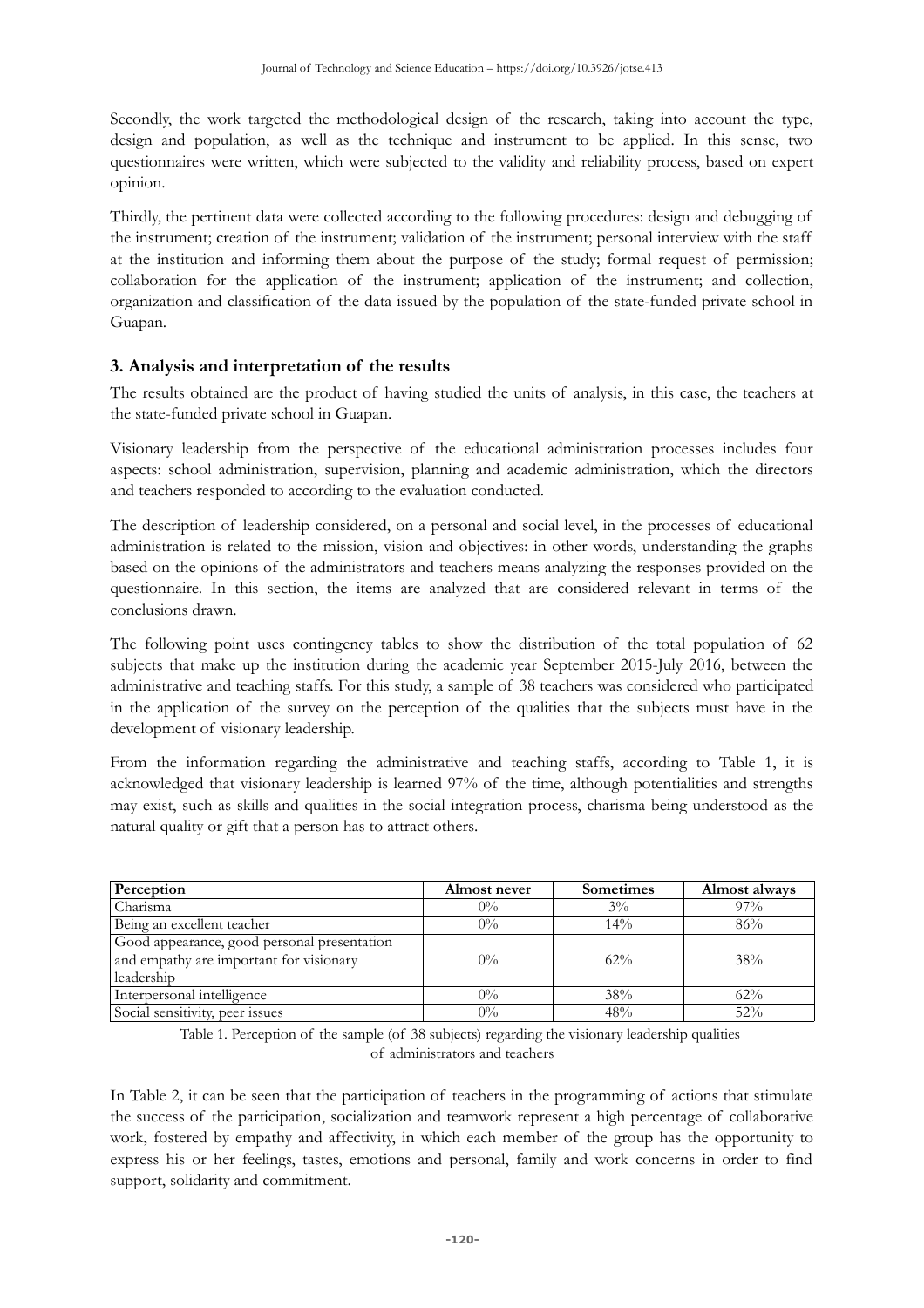Secondly, the work targeted the methodological design of the research, taking into account the type, design and population, as well as the technique and instrument to be applied. In this sense, two questionnaires were written, which were subjected to the validity and reliability process, based on expert opinion.

Thirdly, the pertinent data were collected according to the following procedures: design and debugging of the instrument; creation of the instrument; validation of the instrument; personal interview with the staff at the institution and informing them about the purpose of the study; formal request of permission; collaboration for the application of the instrument; application of the instrument; and collection, organization and classification of the data issued by the population of the state-funded private school in Guapan.

## 3. Analysis and interpretation of the results

The results obtained are the product of having studied the units of analysis, in this case, the teachers at the state-funded private school in Guapan.

Visionary leadership from the perspective of the educational administration processes includes four aspects: school administration, supervision, planning and academic administration, which the directors and teachers responded to according to the evaluation conducted.

The description of leadership considered, on a personal and social level, in the processes of educational administration is related to the mission, vision and objectives: in other words, understanding the graphs based on the opinions of the administrators and teachers means analyzing the responses provided on the questionnaire. In this section, the items are analyzed that are considered relevant in terms of the conclusions drawn.

The following point uses contingency tables to show the distribution of the total population of 62 subjects that make up the institution during the academic year September 2015-July 2016, between the administrative and teaching staffs. For this study, a sample of 38 teachers was considered who participated in the application of the survey on the perception of the qualities that the subjects must have in the development of visionary leadership.

From the information regarding the administrative and teaching staffs, according to Table 1, it is acknowledged that visionary leadership is learned 97% of the time, although potentialities and strengths may exist, such as skills and qualities in the social integration process, charisma being understood as the natural quality or gift that a person has to attract others.

| Perception | Almost never | Sometimes | Almost always |
|---|---|---|---|
| Charisma | 0% | 3% | 97% |
| Being an excellent teacher | 0% | 14% | 86% |
| Good appearance, good personal presentation and empathy are important for visionary leadership | 0% | 62% | 38% |
| Interpersonal intelligence | 0% | 38% | 62% |
| Social sensitivity, peer issues | 0% | 48% | 52% |

Table 1. Perception of the sample (of 38 subjects) regarding the visionary leadership qualities of administrators and teachers

In Table 2, it can be seen that the participation of teachers in the programming of actions that stimulate the success of the participation, socialization and teamwork represent a high percentage of collaborative work, fostered by empathy and affectivity, in which each member of the group has the opportunity to express his or her feelings, tastes, emotions and personal, family and work concerns in order to find support, solidarity and commitment.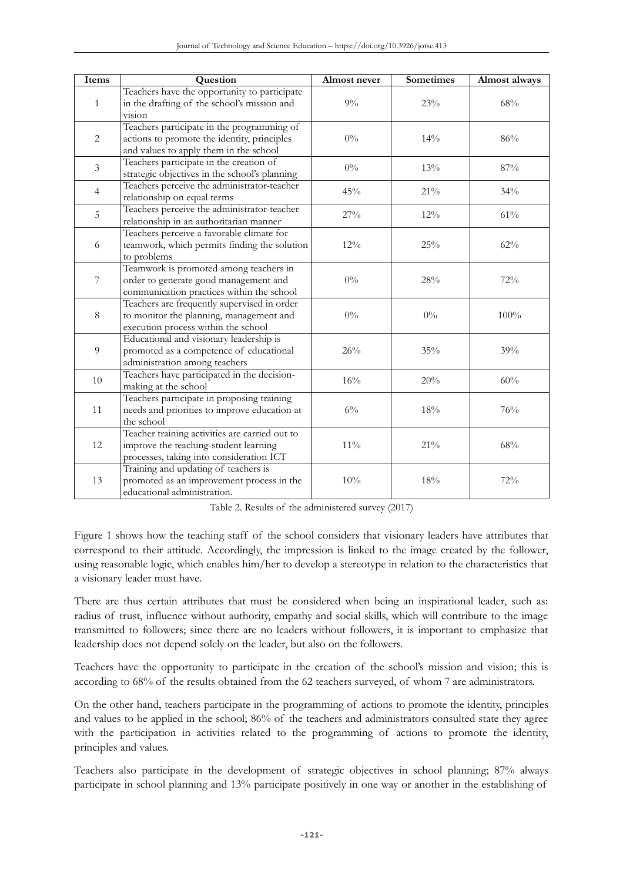| Items | Question | Almost never | Sometimes | Almost always |
|---|---|---|---|---|
| 1 | Teachers have the opportunity to participate in the drafting of the school's mission and vision | 9% | 23% | 68% |
| 2 | Teachers participate in the programming of actions to promote the identity, principles and values to apply them in the school | 0% | 14% | 86% |
| 3 | Teachers participate in the creation of strategic objectives in the school's planning | 0% | 13% | 87% |
| 4 | Teachers perceive the administrator-teacher relationship on equal terms | 45% | 21% | 34% |
| 5 | Teachers perceive the administrator-teacher relationship in an authoritarian manner | 27% | 12% | 61% |
| 6 | Teachers perceive a favorable climate for teamwork, which permits finding the solution to problems | 12% | 25% | 62% |
| 7 | Teamwork is promoted among teachers in order to generate good management and communication practices within the school | 0% | 28% | 72% |
| 8 | Teachers are frequently supervised in order to monitor the planning, management and execution process within the school | 0% | 0% | 100% |
| 9 | Educational and visionary leadership is promoted as a competence of educational administration among teachers | 26% | 35% | 39% |
| 10 | Teachers have participated in the decision-making at the school | 16% | 20% | 60% |
| 11 | Teachers participate in proposing training needs and priorities to improve education at the school | 6% | 18% | 76% |
| 12 | Teacher training activities are carried out to improve the teaching-student learning processes, taking into consideration ICT | 11% | 21% | 68% |
| 13 | Training and updating of teachers is promoted as an improvement process in the educational administration. | 10% | 18% | 72% |

Table 2. Results of the administered survey (2017)

Figure 1 shows how the teaching staff of the school considers that visionary leaders have attributes that correspond to their attitude. Accordingly, the impression is linked to the image created by the follower, using reasonable logic, which enables him/her to develop a stereotype in relation to the characteristics that a visionary leader must have.

There are thus certain attributes that must be considered when being an inspirational leader, such as: radius of trust, influence without authority, empathy and social skills, which will contribute to the image transmitted to followers; since there are no leaders without followers, it is important to emphasize that leadership does not depend solely on the leader, but also on the followers.

Teachers have the opportunity to participate in the creation of the school's mission and vision; this is according to 68% of the results obtained from the 62 teachers surveyed, of whom 7 are administrators.

On the other hand, teachers participate in the programming of actions to promote the identity, principles and values to be applied in the school; 86% of the teachers and administrators consulted state they agree with the participation in activities related to the programming of actions to promote the identity, principles and values.

Teachers also participate in the development of strategic objectives in school planning; 87% always participate in school planning and 13% participate positively in one way or another in the establishing of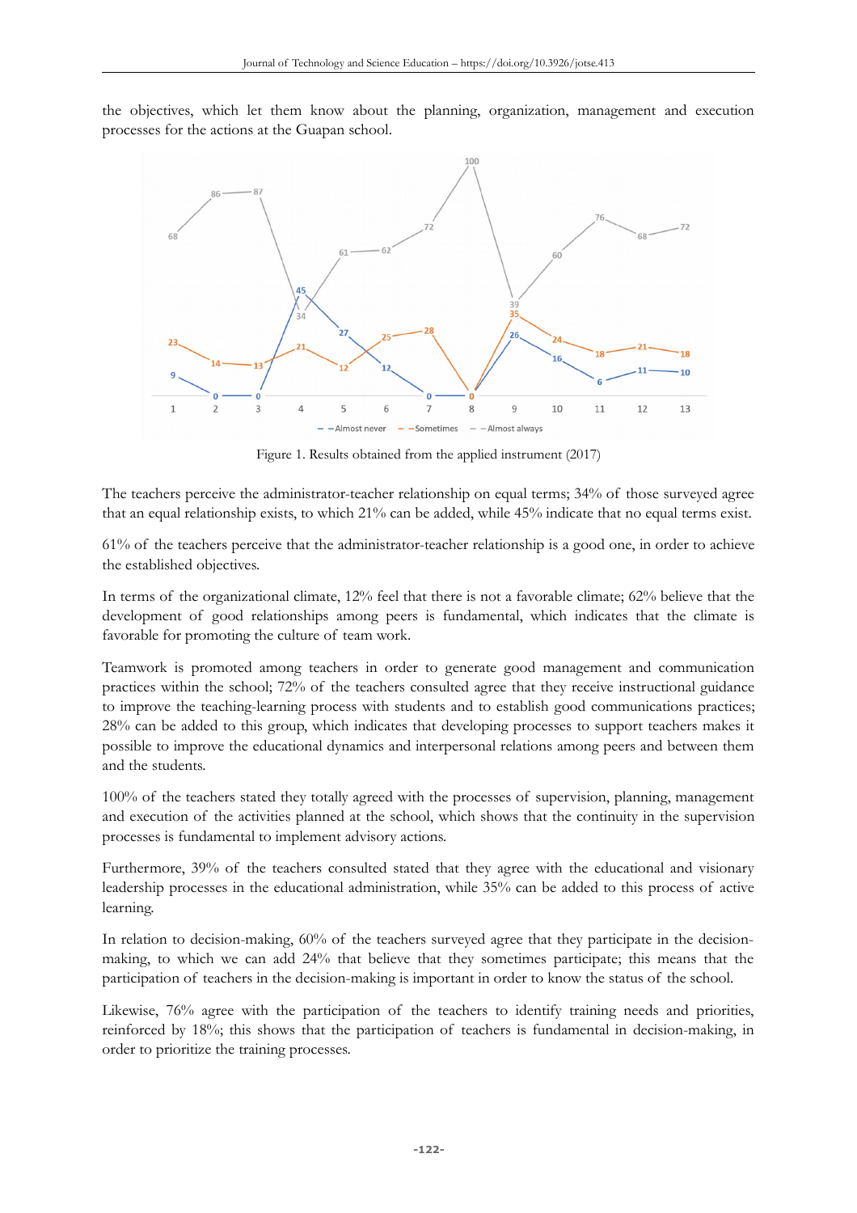the objectives, which let them know about the planning, organization, management and execution processes for the actions at the Guapan school.

Figure 1. Results obtained from the applied instrument (2017)

The teachers perceive the administrator-teacher relationship on equal terms; 34% of those surveyed agree that an equal relationship exists, to which 21% can be added, while 45% indicate that no equal terms exist.

61% of the teachers perceive that the administrator-teacher relationship is a good one, in order to achieve the established objectives.

In terms of the organizational climate, 12% feel that there is not a favorable climate; 62% believe that the development of good relationships among peers is fundamental, which indicates that the climate is favorable for promoting the culture of team work.

Teamwork is promoted among teachers in order to generate good management and communication practices within the school; 72% of the teachers consulted agree that they receive instructional guidance to improve the teaching-learning process with students and to establish good communications practices; 28% can be added to this group, which indicates that developing processes to support teachers makes it possible to improve the educational dynamics and interpersonal relations among peers and between them and the students.

100% of the teachers stated they totally agreed with the processes of supervision, planning, management and execution of the activities planned at the school, which shows that the continuity in the supervision processes is fundamental to implement advisory actions.

Furthermore, 39% of the teachers consulted stated that they agree with the educational and visionary leadership processes in the educational administration, while 35% can be added to this process of active learning.

In relation to decision-making, 60% of the teachers surveyed agree that they participate in the decision-making, to which we can add 24% that believe that they sometimes participate; this means that the participation of teachers in the decision-making is important in order to know the status of the school.

Likewise, 76% agree with the participation of the teachers to identify training needs and priorities, reinforced by 18%; this shows that the participation of teachers is fundamental in decision-making, in order to prioritize the training processes.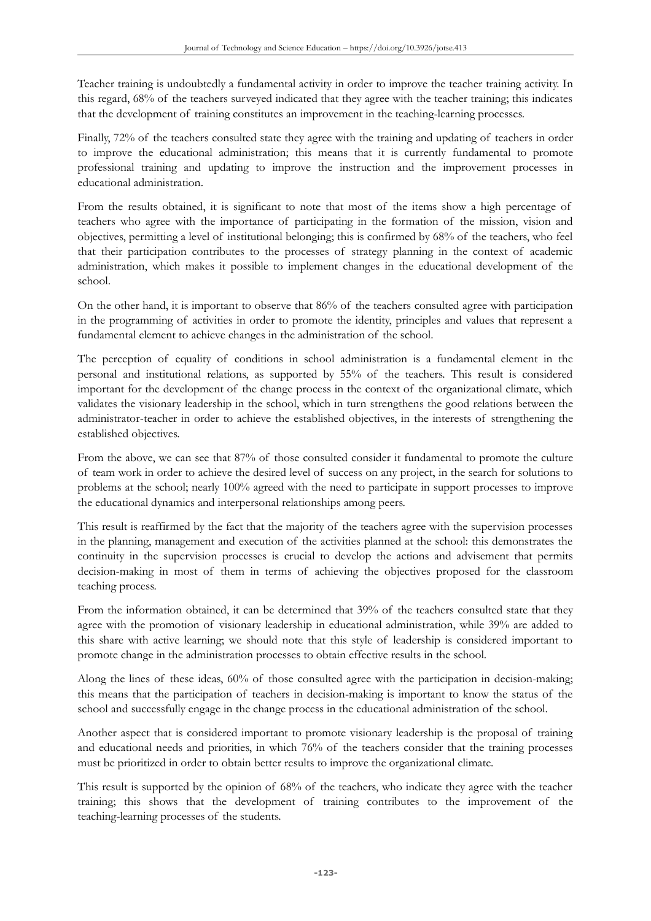Teacher training is undoubtedly a fundamental activity in order to improve the teacher training activity. In this regard, 68% of the teachers surveyed indicated that they agree with the teacher training; this indicates that the development of training constitutes an improvement in the teaching-learning processes.

Finally, 72% of the teachers consulted state they agree with the training and updating of teachers in order to improve the educational administration; this means that it is currently fundamental to promote professional training and updating to improve the instruction and the improvement processes in educational administration.

From the results obtained, it is significant to note that most of the items show a high percentage of teachers who agree with the importance of participating in the formation of the mission, vision and objectives, permitting a level of institutional belonging; this is confirmed by 68% of the teachers, who feel that their participation contributes to the processes of strategy planning in the context of academic administration, which makes it possible to implement changes in the educational development of the school.

On the other hand, it is important to observe that 86% of the teachers consulted agree with participation in the programming of activities in order to promote the identity, principles and values that represent a fundamental element to achieve changes in the administration of the school.

The perception of equality of conditions in school administration is a fundamental element in the personal and institutional relations, as supported by 55% of the teachers. This result is considered important for the development of the change process in the context of the organizational climate, which validates the visionary leadership in the school, which in turn strengthens the good relations between the administrator-teacher in order to achieve the established objectives, in the interests of strengthening the established objectives.

From the above, we can see that 87% of those consulted consider it fundamental to promote the culture of team work in order to achieve the desired level of success on any project, in the search for solutions to problems at the school; nearly 100% agreed with the need to participate in support processes to improve the educational dynamics and interpersonal relationships among peers.

This result is reaffirmed by the fact that the majority of the teachers agree with the supervision processes in the planning, management and execution of the activities planned at the school: this demonstrates the continuity in the supervision processes is crucial to develop the actions and advisement that permits decision-making in most of them in terms of achieving the objectives proposed for the classroom teaching process.

From the information obtained, it can be determined that 39% of the teachers consulted state that they agree with the promotion of visionary leadership in educational administration, while 39% are added to this share with active learning; we should note that this style of leadership is considered important to promote change in the administration processes to obtain effective results in the school.

Along the lines of these ideas, 60% of those consulted agree with the participation in decision-making; this means that the participation of teachers in decision-making is important to know the status of the school and successfully engage in the change process in the educational administration of the school.

Another aspect that is considered important to promote visionary leadership is the proposal of training and educational needs and priorities, in which 76% of the teachers consider that the training processes must be prioritized in order to obtain better results to improve the organizational climate.

This result is supported by the opinion of 68% of the teachers, who indicate they agree with the teacher training; this shows that the development of training contributes to the improvement of the teaching-learning processes of the students.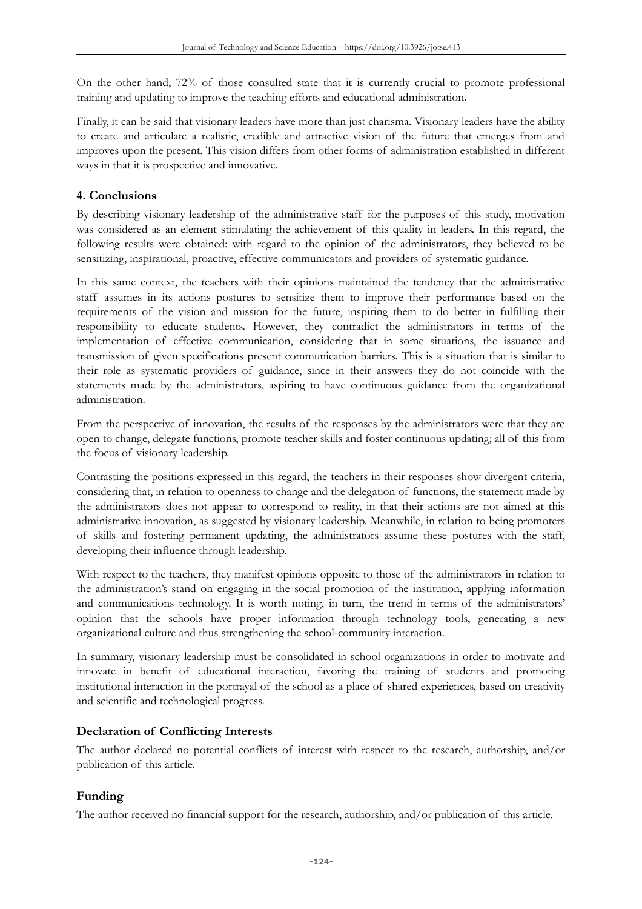On the other hand, 72% of those consulted state that it is currently crucial to promote professional training and updating to improve the teaching efforts and educational administration.

Finally, it can be said that visionary leaders have more than just charisma. Visionary leaders have the ability to create and articulate a realistic, credible and attractive vision of the future that emerges from and improves upon the present. This vision differs from other forms of administration established in different ways in that it is prospective and innovative.

## 4. Conclusions

By describing visionary leadership of the administrative staff for the purposes of this study, motivation was considered as an element stimulating the achievement of this quality in leaders. In this regard, the following results were obtained: with regard to the opinion of the administrators, they believed to be sensitizing, inspirational, proactive, effective communicators and providers of systematic guidance.

In this same context, the teachers with their opinions maintained the tendency that the administrative staff assumes in its actions postures to sensitize them to improve their performance based on the requirements of the vision and mission for the future, inspiring them to do better in fulfilling their responsibility to educate students. However, they contradict the administrators in terms of the implementation of effective communication, considering that in some situations, the issuance and transmission of given specifications present communication barriers. This is a situation that is similar to their role as systematic providers of guidance, since in their answers they do not coincide with the statements made by the administrators, aspiring to have continuous guidance from the organizational administration.

From the perspective of innovation, the results of the responses by the administrators were that they are open to change, delegate functions, promote teacher skills and foster continuous updating; all of this from the focus of visionary leadership.

Contrasting the positions expressed in this regard, the teachers in their responses show divergent criteria, considering that, in relation to openness to change and the delegation of functions, the statement made by the administrators does not appear to correspond to reality, in that their actions are not aimed at this administrative innovation, as suggested by visionary leadership. Meanwhile, in relation to being promoters of skills and fostering permanent updating, the administrators assume these postures with the staff, developing their influence through leadership.

With respect to the teachers, they manifest opinions opposite to those of the administrators in relation to the administration's stand on engaging in the social promotion of the institution, applying information and communications technology. It is worth noting, in turn, the trend in terms of the administrators' opinion that the schools have proper information through technology tools, generating a new organizational culture and thus strengthening the school-community interaction.

In summary, visionary leadership must be consolidated in school organizations in order to motivate and innovate in benefit of educational interaction, favoring the training of students and promoting institutional interaction in the portrayal of the school as a place of shared experiences, based on creativity and scientific and technological progress.

## Declaration of Conflicting Interests

The author declared no potential conflicts of interest with respect to the research, authorship, and/or publication of this article.

## Funding

The author received no financial support for the research, authorship, and/or publication of this article.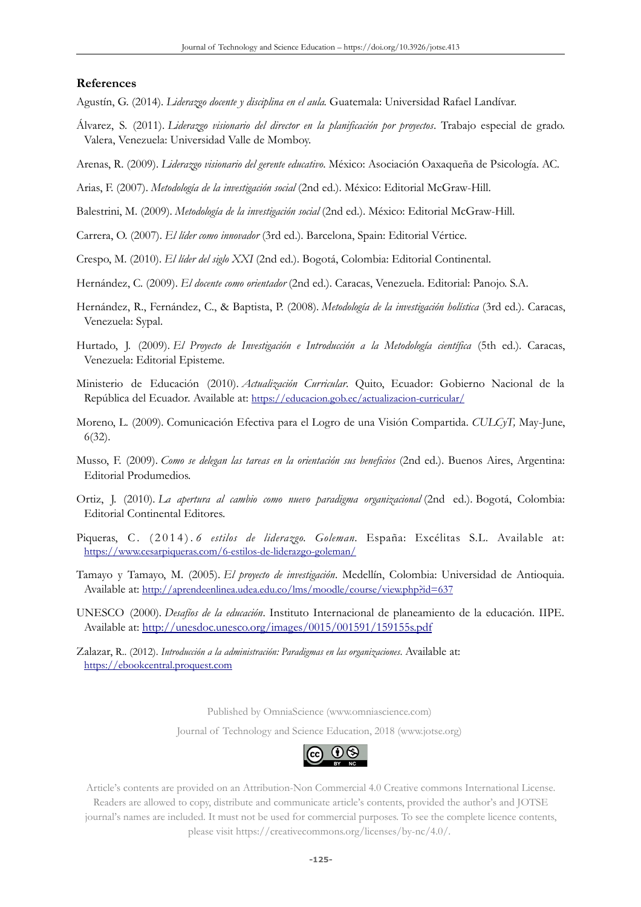## References

Agustín, G. (2014). *Liderazgo docente y disciplina en el aula.* Guatemala: Universidad Rafael Landívar.

Álvarez, S. (2011). *Liderazgo visionario del director en la planificación por proyectos*. Trabajo especial de grado. Valera, Venezuela: Universidad Valle de Momboy.

Arenas, R. (2009). *Liderazgo visionario del gerente educativo.* México: Asociación Oaxaqueña de Psicología. AC.

Arias, F. (2007). *Metodología de la investigación social* (2nd ed.). México: Editorial McGraw-Hill.

Balestrini, M. (2009). *Metodología de la investigación social* (2nd ed.). México: Editorial McGraw-Hill.

Carrera, O. (2007). *El líder como innovador* (3rd ed.). Barcelona, Spain: Editorial Vértice.

Crespo, M. (2010). *El líder del siglo XXI* (2nd ed.). Bogotá, Colombia: Editorial Continental.

Hernández, C. (2009). *El docente como orientador* (2nd ed.). Caracas, Venezuela. Editorial: Panojo. S.A.

Hernández, R., Fernández, C., & Baptista, P. (2008). *Metodología de la investigación holística* (3rd ed.). Caracas, Venezuela: Sypal.

Hurtado, J. (2009). *El Proyecto de Investigación e Introducción a la Metodología científica* (5th ed.). Caracas, Venezuela: Editorial Episteme.

Ministerio de Educación (2010). *Actualización Curricular*. Quito, Ecuador: Gobierno Nacional de la República del Ecuador. Available at: https://educacion.gob.ec/actualizacion-curricular/

Moreno, L. (2009). Comunicación Efectiva para el Logro de una Visión Compartida. *CULCyT,* May-June, 6(32).

Musso, F. (2009). *Como se delegan las tareas en la orientación sus beneficios* (2nd ed.). Buenos Aires, Argentina: Editorial Produmedios.

Ortiz, J. (2010). *La apertura al cambio como nuevo paradigma organizacional* (2nd ed.). Bogotá, Colombia: Editorial Continental Editores.

Piqueras, C. (2014). *6 estilos de liderazgo. Goleman*. España: Excélitas S.L. Available at: https://www.cesarpiqueras.com/6-estilos-de-liderazgo-goleman/

Tamayo y Tamayo, M. (2005). *El proyecto de investigación*. Medellín, Colombia: Universidad de Antioquia. Available at: http://aprendeenlinea.udea.edu.co/lms/moodle/course/view.php?id=637

UNESCO (2000). *Desafíos de la educación*. Instituto Internacional de planeamiento de la educación. IIPE. Available at: http://unesdoc.unesco.org/images/0015/001591/159155s.pdf

Zalazar, R.. (2012). *Introducción a la administración: Paradigmas en las organizaciones*. Available at: https://ebookcentral.proquest.com

Published by OmniaScience (www.omniascience.com)

Journal of Technology and Science Education, 2018 (www.jotse.org)

Article's contents are provided on an Attribution-Non Commercial 4.0 Creative commons International License. Readers are allowed to copy, distribute and communicate article's contents, provided the author's and JOTSE journal's names are included. It must not be used for commercial purposes. To see the complete licence contents, please visit https://creativecommons.org/licenses/by-nc/4.0/.